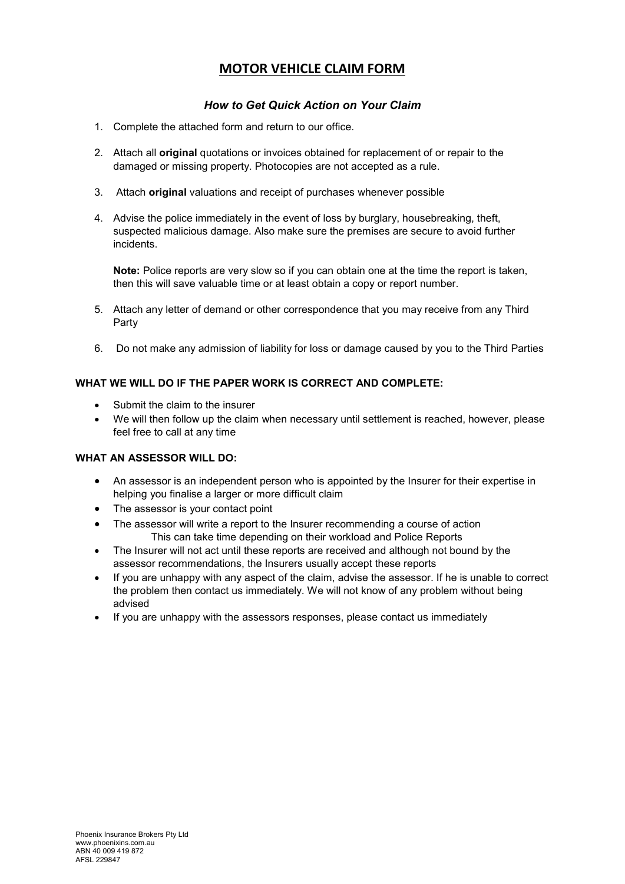# MOTOR VEHICLE CLAIM FORM

### *How to Get Quick Action on Your Claim*

1. Complete the attached form and return to our office.
2. Attach all **original** quotations or invoices obtained for replacement of or repair to the damaged or missing property. Photocopies are not accepted as a rule.
3. Attach **original** valuations and receipt of purchases whenever possible
4. Advise the police immediately in the event of loss by burglary, housebreaking, theft, suspected malicious damage. Also make sure the premises are secure to avoid further incidents.

   **Note:** Police reports are very slow so if you can obtain one at the time the report is taken, then this will save valuable time or at least obtain a copy or report number.
5. Attach any letter of demand or other correspondence that you may receive from any Third Party
6. Do not make any admission of liability for loss or damage caused by you to the Third Parties

**WHAT WE WILL DO IF THE PAPER WORK IS CORRECT AND COMPLETE:**

- Submit the claim to the insurer
- We will then follow up the claim when necessary until settlement is reached, however, please feel free to call at any time

**WHAT AN ASSESSOR WILL DO:**

- An assessor is an independent person who is appointed by the Insurer for their expertise in helping you finalise a larger or more difficult claim
- The assessor is your contact point
- The assessor will write a report to the Insurer recommending a course of action
  This can take time depending on their workload and Police Reports
- The Insurer will not act until these reports are received and although not bound by the assessor recommendations, the Insurers usually accept these reports
- If you are unhappy with any aspect of the claim, advise the assessor. If he is unable to correct the problem then contact us immediately. We will not know of any problem without being advised
- If you are unhappy with the assessors responses, please contact us immediately

Phoenix Insurance Brokers Pty Ltd
www.phoenixins.com.au
ABN 40 009 419 872
AFSL 229847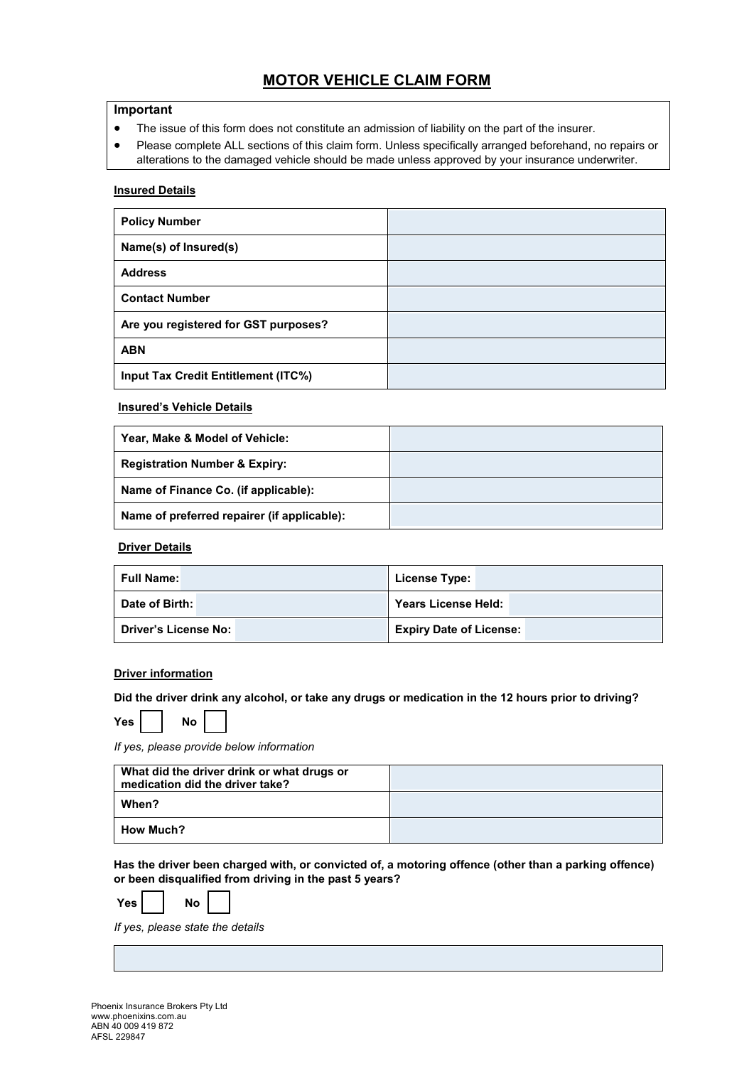# MOTOR VEHICLE CLAIM FORM

**Important**

- The issue of this form does not constitute an admission of liability on the part of the insurer.
- Please complete ALL sections of this claim form. Unless specifically arranged beforehand, no repairs or alterations to the damaged vehicle should be made unless approved by your insurance underwriter.

**Insured Details**

| | |
|---|---|
| **Policy Number** | |
| **Name(s) of Insured(s)** | |
| **Address** | |
| **Contact Number** | |
| **Are you registered for GST purposes?** | |
| **ABN** | |
| **Input Tax Credit Entitlement (ITC%)** | |

**Insured's Vehicle Details**

| | |
|---|---|
| **Year, Make & Model of Vehicle:** | |
| **Registration Number & Expiry:** | |
| **Name of Finance Co. (if applicable):** | |
| **Name of preferred repairer (if applicable):** | |

**Driver Details**

| | | | |
|---|---|---|---|
| **Full Name:** | | **License Type:** | |
| **Date of Birth:** | | **Years License Held:** | |
| **Driver's License No:** | | **Expiry Date of License:** | |

**Driver information**

**Did the driver drink any alcohol, or take any drugs or medication in the 12 hours prior to driving?**

**Yes** ☐ **No** ☐

*If yes, please provide below information*

| | |
|---|---|
| **What did the driver drink or what drugs or medication did the driver take?** | |
| **When?** | |
| **How Much?** | |

**Has the driver been charged with, or convicted of, a motoring offence (other than a parking offence) or been disqualified from driving in the past 5 years?**

**Yes** ☐ **No** ☐

*If yes, please state the details*

| |
|---|
| |

Phoenix Insurance Brokers Pty Ltd
www.phoenixins.com.au
ABN 40 009 419 872
AFSL 229847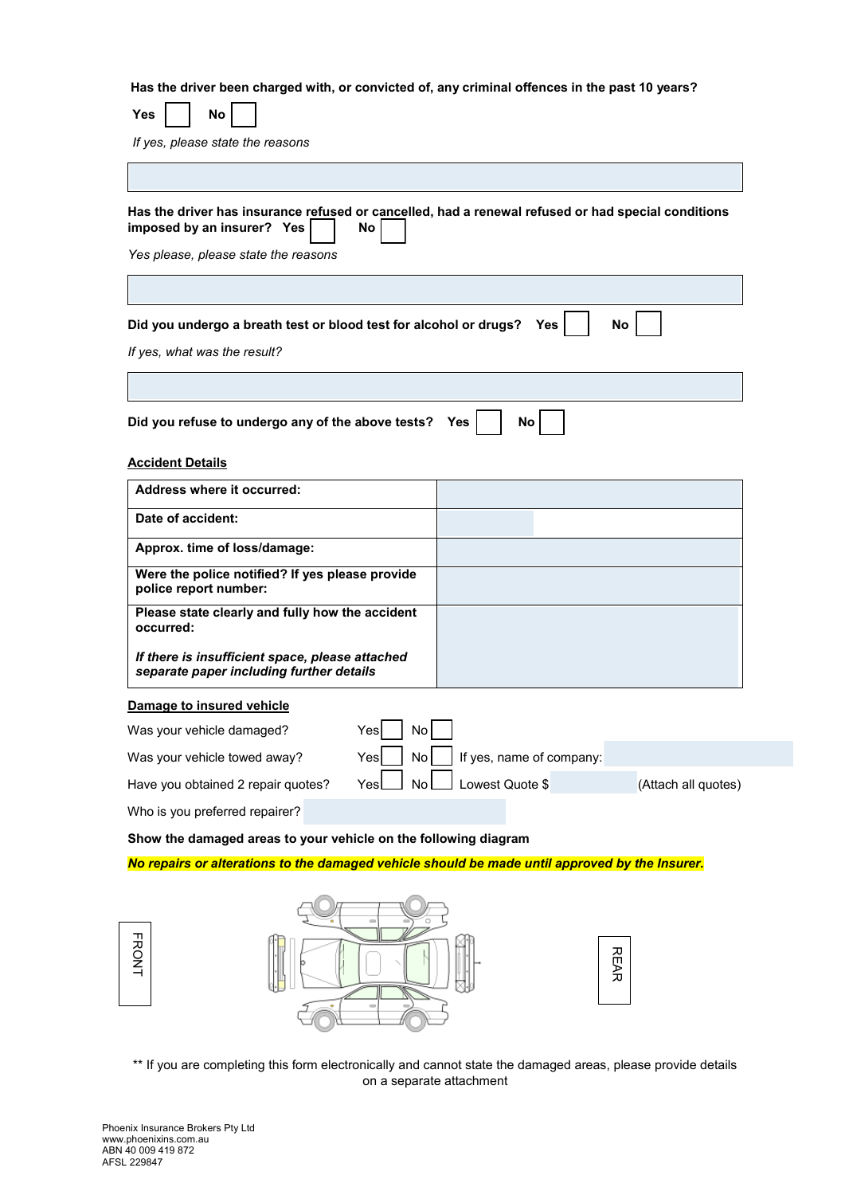**Has the driver been charged with, or convicted of, any criminal offences in the past 10 years?**

**Yes** ☐ **No** ☐

*If yes, please state the reasons*

| |
|---|
| |

**Has the driver has insurance refused or cancelled, had a renewal refused or had special conditions imposed by an insurer? Yes** ☐ **No** ☐

*Yes please, please state the reasons*

| |
|---|
| |

**Did you undergo a breath test or blood test for alcohol or drugs? Yes** ☐ **No** ☐

*If yes, what was the result?*

| |
|---|
| |

**Did you refuse to undergo any of the above tests? Yes** ☐ **No** ☐

**Accident Details**

| | |
|---|---|
| **Address where it occurred:** | |
| **Date of accident:** | |
| **Approx. time of loss/damage:** | |
| **Were the police notified? If yes please provide police report number:** | |
| **Please state clearly and fully how the accident occurred:**<br><br>***If there is insufficient space, please attached separate paper including further details*** | |

**Damage to insured vehicle**

Was your vehicle damaged? Yes ☐ No ☐

Was your vehicle towed away? Yes ☐ No ☐ If yes, name of company:

Have you obtained 2 repair quotes? Yes ☐ No ☐ Lowest Quote $ (Attach all quotes)

Who is you preferred repairer?

**Show the damaged areas to your vehicle on the following diagram**

***No repairs or alterations to the damaged vehicle should be made until approved by the Insurer.***

FRONT

REAR

** If you are completing this form electronically and cannot state the damaged areas, please provide details on a separate attachment

Phoenix Insurance Brokers Pty Ltd
www.phoenixins.com.au
ABN 40 009 419 872
AFSL 229847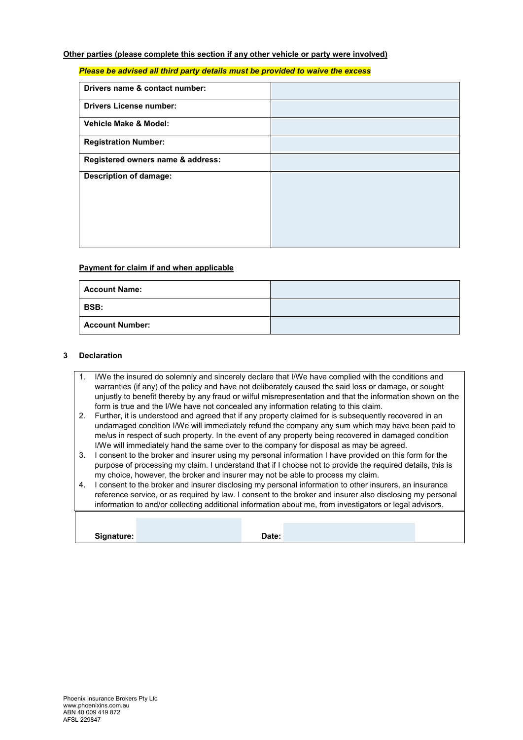**Other parties (please complete this section if any other vehicle or party were involved)**

***Please be advised all third party details must be provided to waive the excess***

| | |
|---|---|
| **Drivers name & contact number:** | |
| **Drivers License number:** | |
| **Vehicle Make & Model:** | |
| **Registration Number:** | |
| **Registered owners name & address:** | |
| **Description of damage:** | |

**Payment for claim if and when applicable**

| | |
|---|---|
| **Account Name:** | |
| **BSB:** | |
| **Account Number:** | |

## 3 Declaration

1. I/We the insured do solemnly and sincerely declare that I/We have complied with the conditions and warranties (if any) of the policy and have not deliberately caused the said loss or damage, or sought unjustly to benefit thereby by any fraud or wilful misrepresentation and that the information shown on the form is true and the I/We have not concealed any information relating to this claim.
2. Further, it is understood and agreed that if any property claimed for is subsequently recovered in an undamaged condition I/We will immediately refund the company any sum which may have been paid to me/us in respect of such property. In the event of any property being recovered in damaged condition I/We will immediately hand the same over to the company for disposal as may be agreed.
3. I consent to the broker and insurer using my personal information I have provided on this form for the purpose of processing my claim. I understand that if I choose not to provide the required details, this is my choice, however, the broker and insurer may not be able to process my claim.
4. I consent to the broker and insurer disclosing my personal information to other insurers, an insurance reference service, or as required by law. I consent to the broker and insurer also disclosing my personal information to and/or collecting additional information about me, from investigators or legal advisors.

**Signature:** **Date:**

Phoenix Insurance Brokers Pty Ltd
www.phoenixins.com.au
ABN 40 009 419 872
AFSL 229847